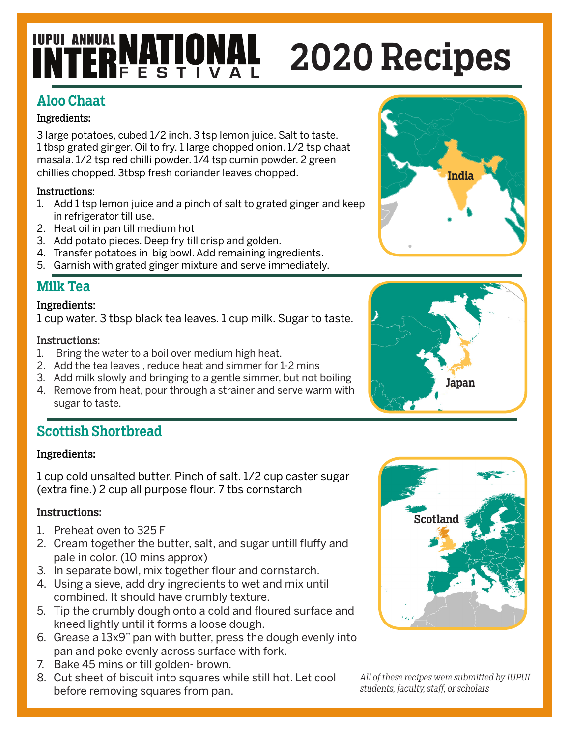# IUPUI ANNUAL INTERNATIONAL FESTIVAL 2020 Recipes

## Aloo Chaat

### Ingredients:

3 large potatoes, cubed 1/2 inch. 3 tsp lemon juice. Salt to taste. 1 tbsp grated ginger. Oil to fry. 1 large chopped onion. 1/2 tsp chaat masala. 1/2 tsp red chilli powder. 1/4 tsp cumin powder. 2 green chillies chopped. 3tbsp fresh coriander leaves chopped.

### Instructions:

1. Add 1 tsp lemon juice and a pinch of salt to grated ginger and keep in refrigerator till use.
2. Heat oil in pan till medium hot
3. Add potato pieces. Deep fry till crisp and golden.
4. Transfer potatoes in big bowl. Add remaining ingredients.
5. Garnish with grated ginger mixture and serve immediately.

India

## Milk Tea

### Ingredients:

1 cup water. 3 tbsp black tea leaves. 1 cup milk. Sugar to taste.

### Instructions:

1. Bring the water to a boil over medium high heat.
2. Add the tea leaves , reduce heat and simmer for 1-2 mins
3. Add milk slowly and bringing to a gentle simmer, but not boiling
4. Remove from heat, pour through a strainer and serve warm with sugar to taste.

Japan

## Scottish Shortbread

### Ingredients:

1 cup cold unsalted butter. Pinch of salt. 1/2 cup caster sugar (extra fine.) 2 cup all purpose flour. 7 tbs cornstarch

### Instructions:

1. Preheat oven to 325 F
2. Cream together the butter, salt, and sugar untill fluffy and pale in color. (10 mins approx)
3. In separate bowl, mix together flour and cornstarch.
4. Using a sieve, add dry ingredients to wet and mix until combined. It should have crumbly texture.
5. Tip the crumbly dough onto a cold and floured surface and kneed lightly until it forms a loose dough.
6. Grease a 13x9" pan with butter, press the dough evenly into pan and poke evenly across surface with fork.
7. Bake 45 mins or till golden- brown.
8. Cut sheet of biscuit into squares while still hot. Let cool before removing squares from pan.

Scotland

*All of these recipes were submitted by IUPUI students, faculty, staff, or scholars*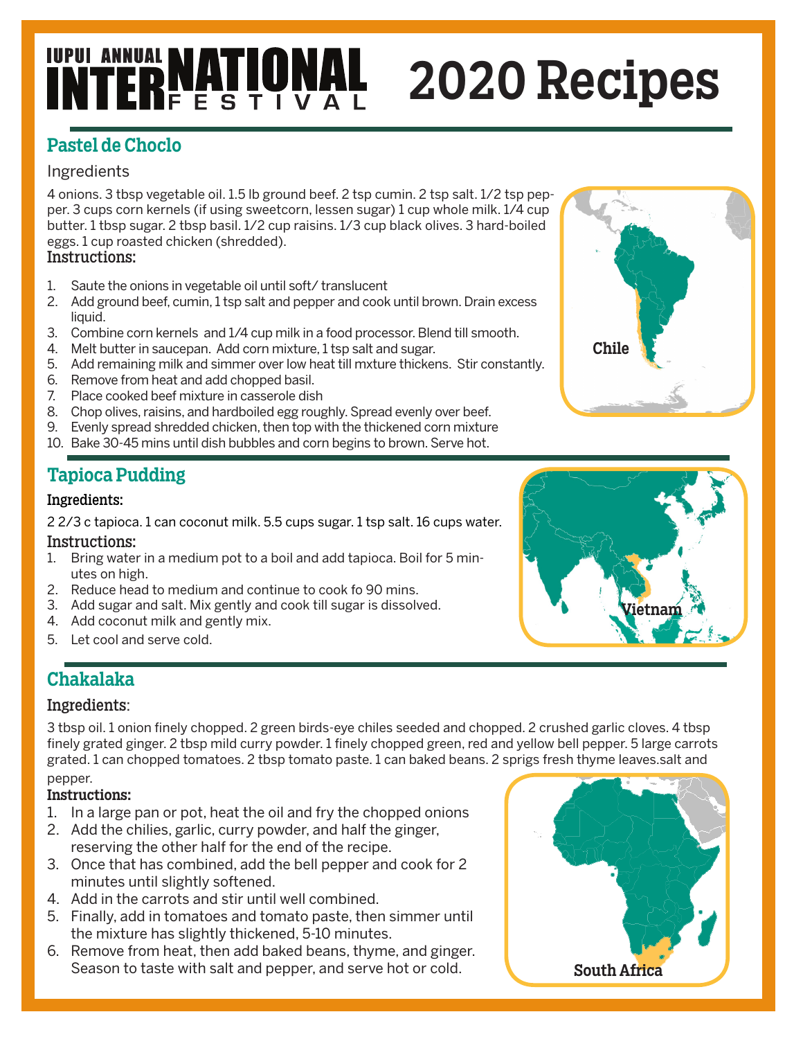# IUPUI ANNUAL INTERNATIONAL FESTIVAL 2020 Recipes

## Pastel de Choclo

Ingredients

4 onions. 3 tbsp vegetable oil. 1.5 lb ground beef. 2 tsp cumin. 2 tsp salt. 1/2 tsp pepper. 3 cups corn kernels (if using sweetcorn, lessen sugar) 1 cup whole milk. 1/4 cup butter. 1 tbsp sugar. 2 tbsp basil. 1/2 cup raisins. 1/3 cup black olives. 3 hard-boiled eggs. 1 cup roasted chicken (shredded).

### Instructions:

1. Saute the onions in vegetable oil until soft/ translucent
2. Add ground beef, cumin, 1 tsp salt and pepper and cook until brown. Drain excess liquid.
3. Combine corn kernels and 1/4 cup milk in a food processor. Blend till smooth.
4. Melt butter in saucepan. Add corn mixture, 1 tsp salt and sugar.
5. Add remaining milk and simmer over low heat till mxture thickens. Stir constantly.
6. Remove from heat and add chopped basil.
7. Place cooked beef mixture in casserole dish
8. Chop olives, raisins, and hardboiled egg roughly. Spread evenly over beef.
9. Evenly spread shredded chicken, then top with the thickened corn mixture
10. Bake 30-45 mins until dish bubbles and corn begins to brown. Serve hot.

Chile

## Tapioca Pudding

### Ingredients:

2 2/3 c tapioca. 1 can coconut milk. 5.5 cups sugar. 1 tsp salt. 16 cups water.

### Instructions:

1. Bring water in a medium pot to a boil and add tapioca. Boil for 5 minutes on high.
2. Reduce head to medium and continue to cook fo 90 mins.
3. Add sugar and salt. Mix gently and cook till sugar is dissolved.
4. Add coconut milk and gently mix.
5. Let cool and serve cold.

Vietnam

## Chakalaka

### Ingredients:

3 tbsp oil. 1 onion finely chopped. 2 green birds-eye chiles seeded and chopped. 2 crushed garlic cloves. 4 tbsp finely grated ginger. 2 tbsp mild curry powder. 1 finely chopped green, red and yellow bell pepper. 5 large carrots grated. 1 can chopped tomatoes. 2 tbsp tomato paste. 1 can baked beans. 2 sprigs fresh thyme leaves.salt and pepper.

### Instructions:

1. In a large pan or pot, heat the oil and fry the chopped onions
2. Add the chilies, garlic, curry powder, and half the ginger, reserving the other half for the end of the recipe.
3. Once that has combined, add the bell pepper and cook for 2 minutes until slightly softened.
4. Add in the carrots and stir until well combined.
5. Finally, add in tomatoes and tomato paste, then simmer until the mixture has slightly thickened, 5-10 minutes.
6. Remove from heat, then add baked beans, thyme, and ginger. Season to taste with salt and pepper, and serve hot or cold.

South Africa